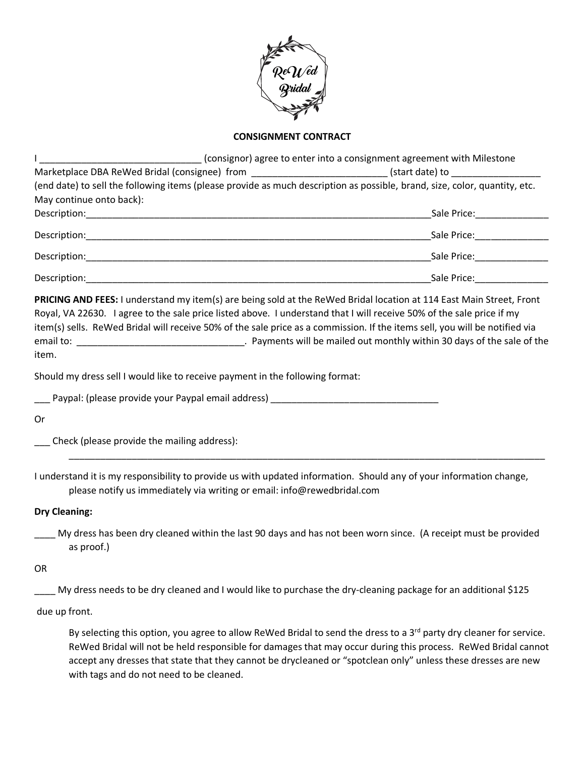ReWed Bridal

# CONSIGNMENT CONTRACT

I _______________________________ (consignor) agree to enter into a consignment agreement with Milestone Marketplace DBA ReWed Bridal (consignee) from __________________________ (start date) to ________________ (end date) to sell the following items (please provide as much description as possible, brand, size, color, quantity, etc. May continue onto back):

Description:______________________________________________________________________Sale Price:______________

Description:______________________________________________________________________Sale Price:______________

Description:______________________________________________________________________Sale Price:______________

Description:______________________________________________________________________Sale Price:______________

**PRICING AND FEES:** I understand my item(s) are being sold at the ReWed Bridal location at 114 East Main Street, Front Royal, VA 22630. I agree to the sale price listed above. I understand that I will receive 50% of the sale price if my item(s) sells. ReWed Bridal will receive 50% of the sale price as a commission. If the items sell, you will be notified via email to: ________________________________. Payments will be mailed out monthly within 30 days of the sale of the item.

Should my dress sell I would like to receive payment in the following format:

___ Paypal: (please provide your Paypal email address) ________________________________

Or

___ Check (please provide the mailing address):

_____________________________________________________________________________________________

I understand it is my responsibility to provide us with updated information. Should any of your information change, please notify us immediately via writing or email: info@rewedbridal.com

**Dry Cleaning:**

____ My dress has been dry cleaned within the last 90 days and has not been worn since. (A receipt must be provided as proof.)

OR

____ My dress needs to be dry cleaned and I would like to purchase the dry-cleaning package for an additional $125 due up front.

By selecting this option, you agree to allow ReWed Bridal to send the dress to a 3rd party dry cleaner for service. ReWed Bridal will not be held responsible for damages that may occur during this process. ReWed Bridal cannot accept any dresses that state that they cannot be drycleaned or "spotclean only" unless these dresses are new with tags and do not need to be cleaned.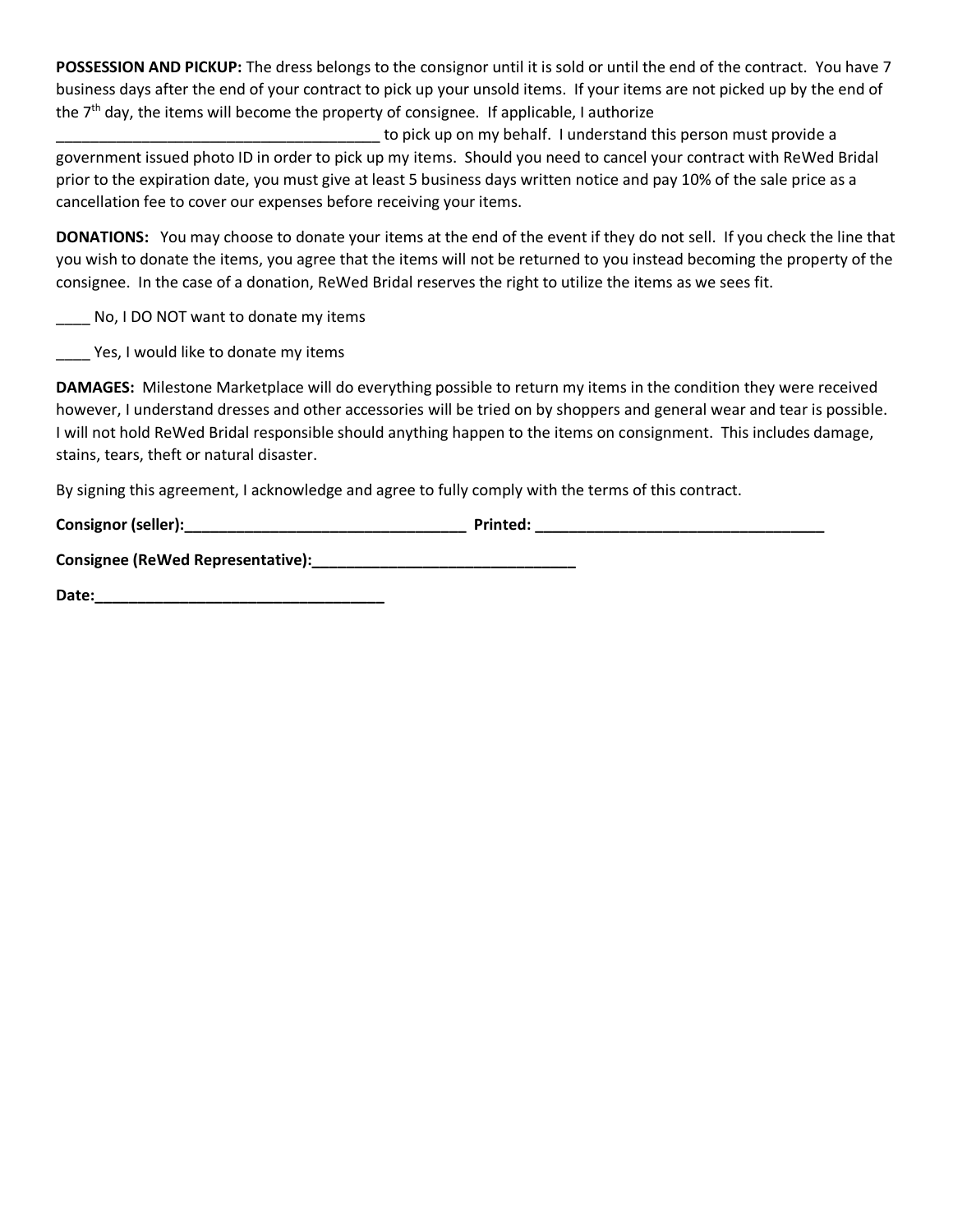**POSSESSION AND PICKUP:** The dress belongs to the consignor until it is sold or until the end of the contract. You have 7 business days after the end of your contract to pick up your unsold items. If your items are not picked up by the end of the 7th day, the items will become the property of consignee. If applicable, I authorize _______________________________________ to pick up on my behalf. I understand this person must provide a government issued photo ID in order to pick up my items. Should you need to cancel your contract with ReWed Bridal prior to the expiration date, you must give at least 5 business days written notice and pay 10% of the sale price as a cancellation fee to cover our expenses before receiving your items.

**DONATIONS:** You may choose to donate your items at the end of the event if they do not sell. If you check the line that you wish to donate the items, you agree that the items will not be returned to you instead becoming the property of the consignee. In the case of a donation, ReWed Bridal reserves the right to utilize the items as we sees fit.

____ No, I DO NOT want to donate my items

____ Yes, I would like to donate my items

**DAMAGES:** Milestone Marketplace will do everything possible to return my items in the condition they were received however, I understand dresses and other accessories will be tried on by shoppers and general wear and tear is possible. I will not hold ReWed Bridal responsible should anything happen to the items on consignment. This includes damage, stains, tears, theft or natural disaster.

By signing this agreement, I acknowledge and agree to fully comply with the terms of this contract.

**Consignor (seller):_________________________________ Printed: __________________________________**

**Consignee (ReWed Representative):______________________________**

**Date:_________________________________**